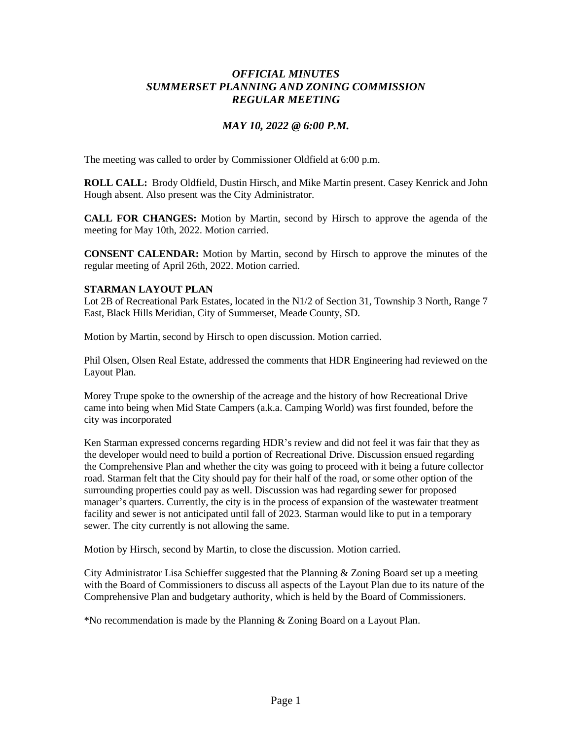# *OFFICIAL MINUTES*
# *SUMMERSET PLANNING AND ZONING COMMISSION*
# *REGULAR MEETING*

## *MAY 10, 2022 @ 6:00 P.M.*

The meeting was called to order by Commissioner Oldfield at 6:00 p.m.

**ROLL CALL:** Brody Oldfield, Dustin Hirsch, and Mike Martin present. Casey Kenrick and John Hough absent. Also present was the City Administrator.

**CALL FOR CHANGES:** Motion by Martin, second by Hirsch to approve the agenda of the meeting for May 10th, 2022. Motion carried.

**CONSENT CALENDAR:** Motion by Martin, second by Hirsch to approve the minutes of the regular meeting of April 26th, 2022. Motion carried.

**STARMAN LAYOUT PLAN**

Lot 2B of Recreational Park Estates, located in the N1/2 of Section 31, Township 3 North, Range 7 East, Black Hills Meridian, City of Summerset, Meade County, SD.

Motion by Martin, second by Hirsch to open discussion. Motion carried.

Phil Olsen, Olsen Real Estate, addressed the comments that HDR Engineering had reviewed on the Layout Plan.

Morey Trupe spoke to the ownership of the acreage and the history of how Recreational Drive came into being when Mid State Campers (a.k.a. Camping World) was first founded, before the city was incorporated

Ken Starman expressed concerns regarding HDR's review and did not feel it was fair that they as the developer would need to build a portion of Recreational Drive. Discussion ensued regarding the Comprehensive Plan and whether the city was going to proceed with it being a future collector road. Starman felt that the City should pay for their half of the road, or some other option of the surrounding properties could pay as well. Discussion was had regarding sewer for proposed manager's quarters. Currently, the city is in the process of expansion of the wastewater treatment facility and sewer is not anticipated until fall of 2023. Starman would like to put in a temporary sewer. The city currently is not allowing the same.

Motion by Hirsch, second by Martin, to close the discussion. Motion carried.

City Administrator Lisa Schieffer suggested that the Planning & Zoning Board set up a meeting with the Board of Commissioners to discuss all aspects of the Layout Plan due to its nature of the Comprehensive Plan and budgetary authority, which is held by the Board of Commissioners.

*No recommendation is made by the Planning & Zoning Board on a Layout Plan.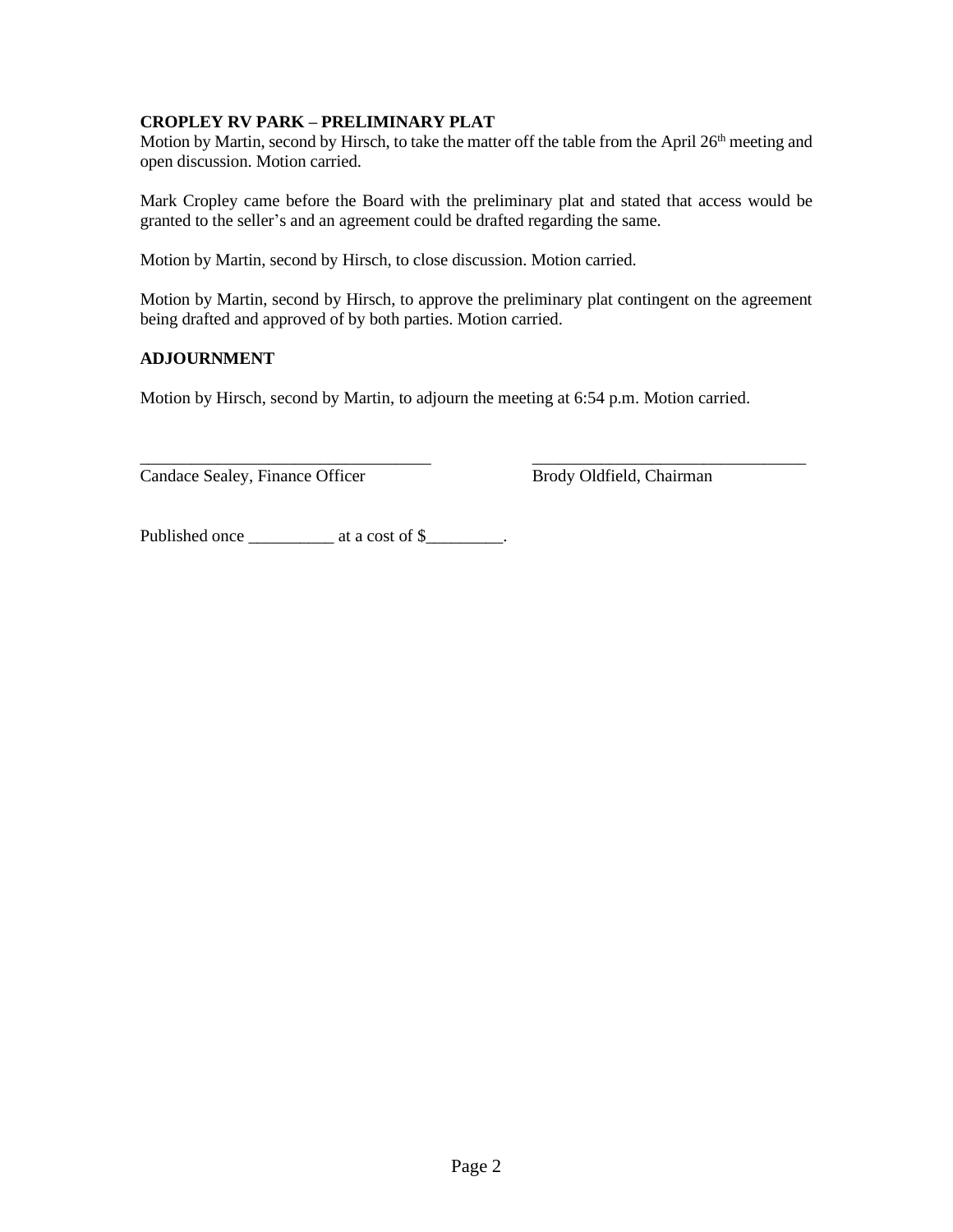**CROPLEY RV PARK – PRELIMINARY PLAT**

Motion by Martin, second by Hirsch, to take the matter off the table from the April 26th meeting and open discussion. Motion carried.

Mark Cropley came before the Board with the preliminary plat and stated that access would be granted to the seller's and an agreement could be drafted regarding the same.

Motion by Martin, second by Hirsch, to close discussion. Motion carried.

Motion by Martin, second by Hirsch, to approve the preliminary plat contingent on the agreement being drafted and approved of by both parties. Motion carried.

**ADJOURNMENT**

Motion by Hirsch, second by Martin, to adjourn the meeting at 6:54 p.m. Motion carried.

___________________________________ ___________________________________

Candace Sealey, Finance Officer Brody Oldfield, Chairman

Published once __________ at a cost of $_________.